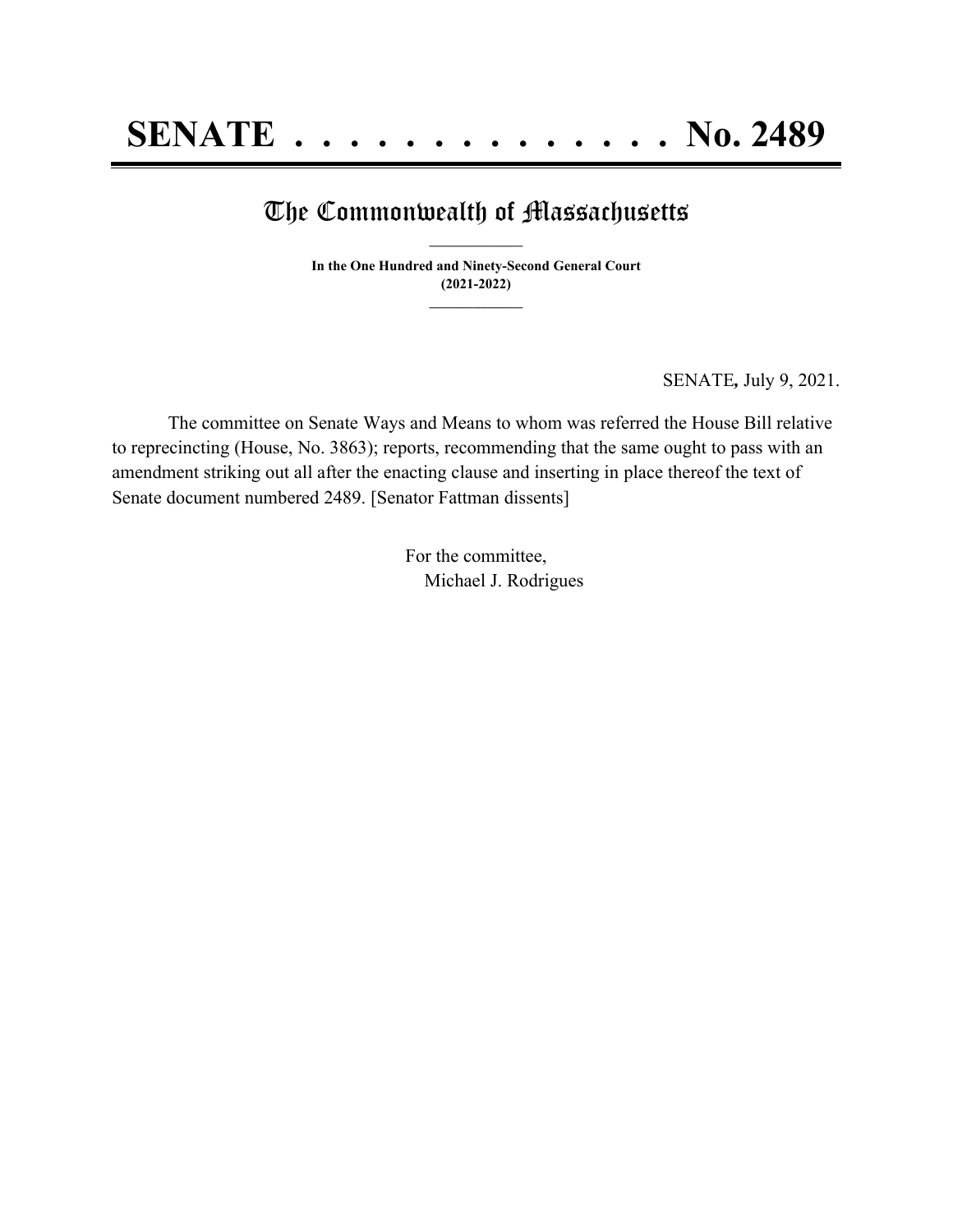# SENATE . . . . . . . . . . . . . . No. 2489

## The Commonwealth of Massachusetts

**In the One Hundred and Ninety-Second General Court**
**(2021-2022)**

SENATE, July 9, 2021.

The committee on Senate Ways and Means to whom was referred the House Bill relative to reprecincting (House, No. 3863); reports, recommending that the same ought to pass with an amendment striking out all after the enacting clause and inserting in place thereof the text of Senate document numbered 2489. [Senator Fattman dissents]

For the committee,
Michael J. Rodrigues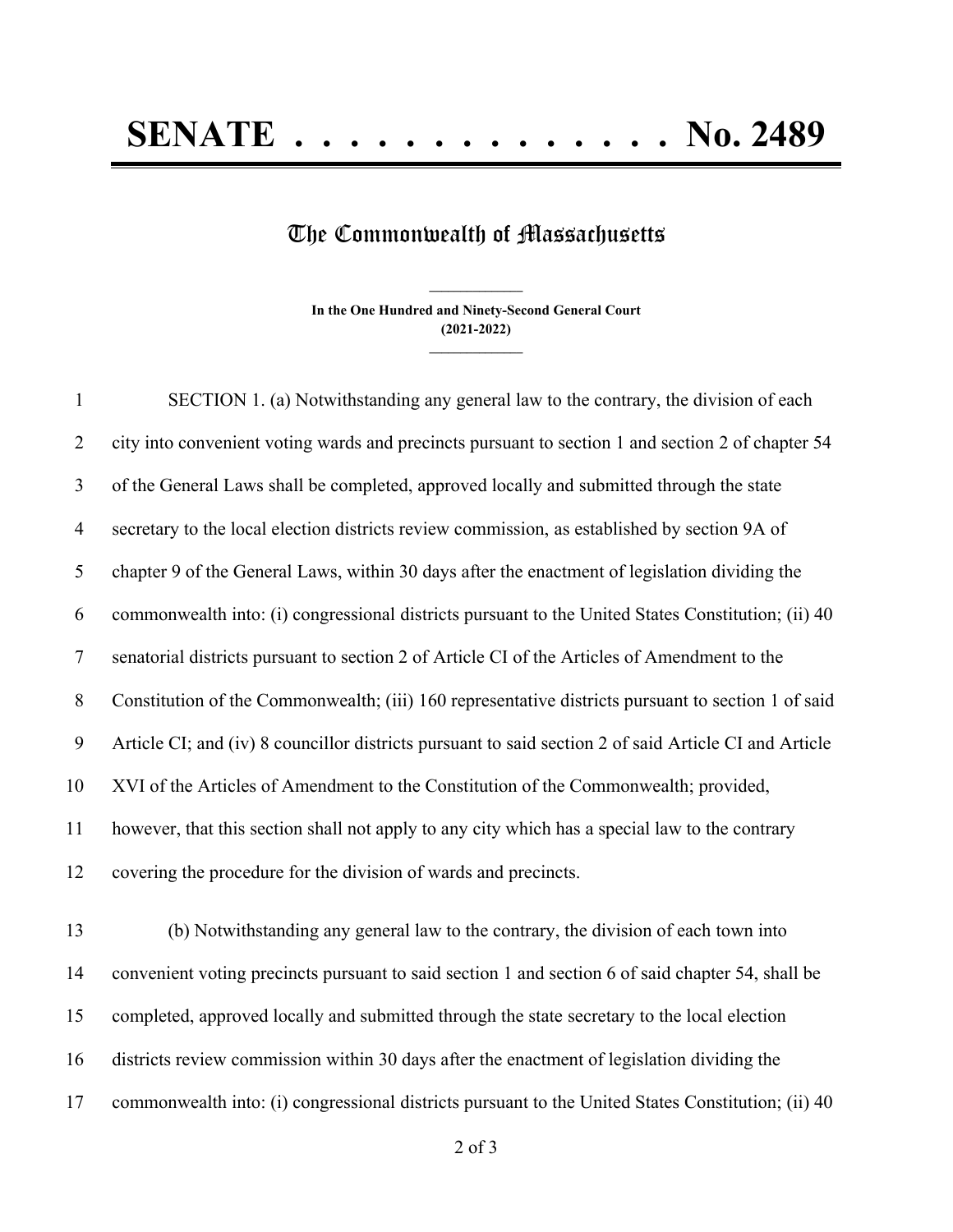# SENATE . . . . . . . . . . . . . . No. 2489

## The Commonwealth of Massachusetts

**In the One Hundred and Ninety-Second General Court**
**(2021-2022)**

SECTION 1. (a) Notwithstanding any general law to the contrary, the division of each city into convenient voting wards and precincts pursuant to section 1 and section 2 of chapter 54 of the General Laws shall be completed, approved locally and submitted through the state secretary to the local election districts review commission, as established by section 9A of chapter 9 of the General Laws, within 30 days after the enactment of legislation dividing the commonwealth into: (i) congressional districts pursuant to the United States Constitution; (ii) 40 senatorial districts pursuant to section 2 of Article CI of the Articles of Amendment to the Constitution of the Commonwealth; (iii) 160 representative districts pursuant to section 1 of said Article CI; and (iv) 8 councillor districts pursuant to said section 2 of said Article CI and Article XVI of the Articles of Amendment to the Constitution of the Commonwealth; provided, however, that this section shall not apply to any city which has a special law to the contrary covering the procedure for the division of wards and precincts.

(b) Notwithstanding any general law to the contrary, the division of each town into convenient voting precincts pursuant to said section 1 and section 6 of said chapter 54, shall be completed, approved locally and submitted through the state secretary to the local election districts review commission within 30 days after the enactment of legislation dividing the commonwealth into: (i) congressional districts pursuant to the United States Constitution; (ii) 40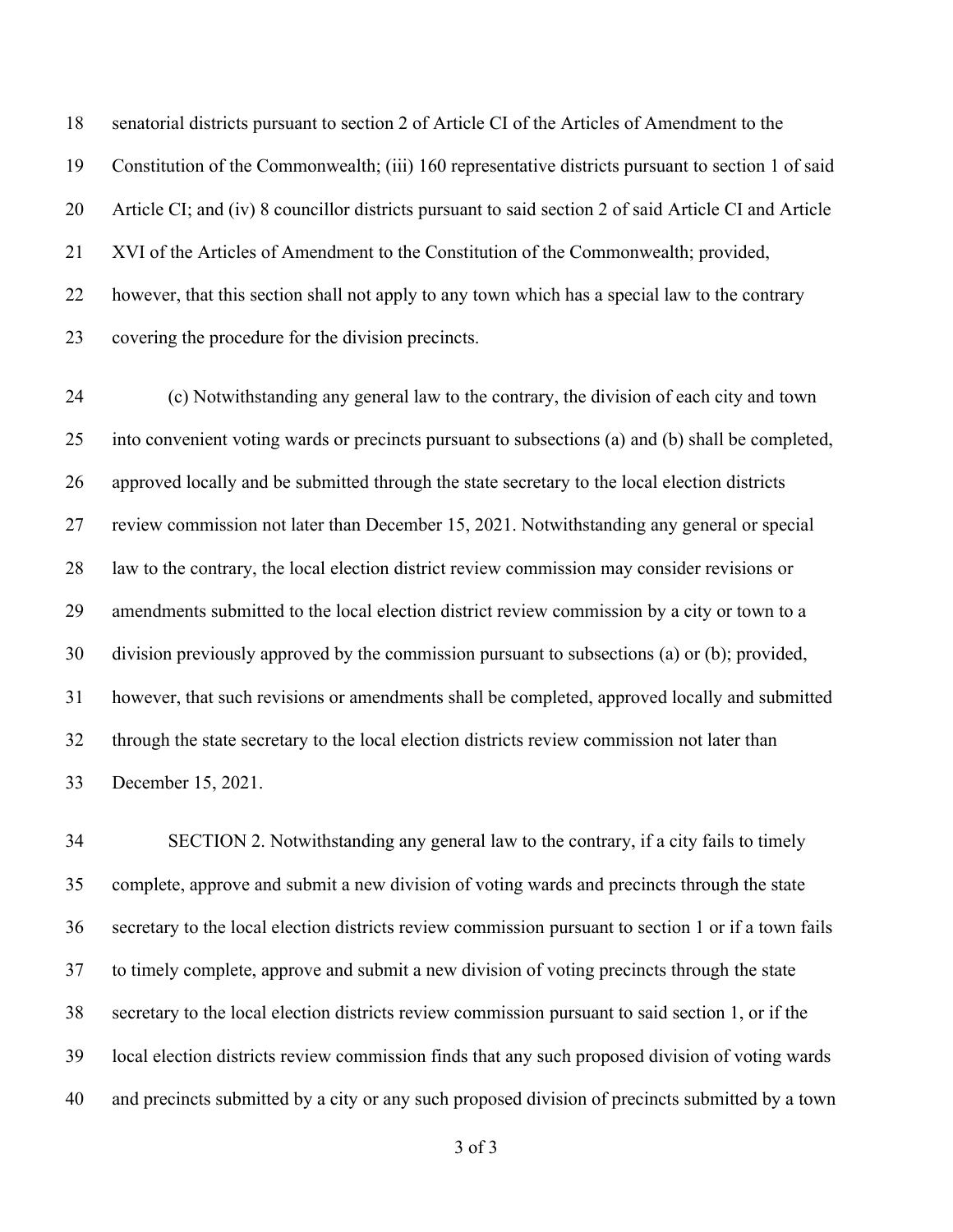senatorial districts pursuant to section 2 of Article CI of the Articles of Amendment to the Constitution of the Commonwealth; (iii) 160 representative districts pursuant to section 1 of said Article CI; and (iv) 8 councillor districts pursuant to said section 2 of said Article CI and Article XVI of the Articles of Amendment to the Constitution of the Commonwealth; provided, however, that this section shall not apply to any town which has a special law to the contrary covering the procedure for the division precincts.

(c) Notwithstanding any general law to the contrary, the division of each city and town into convenient voting wards or precincts pursuant to subsections (a) and (b) shall be completed, approved locally and be submitted through the state secretary to the local election districts review commission not later than December 15, 2021. Notwithstanding any general or special law to the contrary, the local election district review commission may consider revisions or amendments submitted to the local election district review commission by a city or town to a division previously approved by the commission pursuant to subsections (a) or (b); provided, however, that such revisions or amendments shall be completed, approved locally and submitted through the state secretary to the local election districts review commission not later than December 15, 2021.

SECTION 2. Notwithstanding any general law to the contrary, if a city fails to timely complete, approve and submit a new division of voting wards and precincts through the state secretary to the local election districts review commission pursuant to section 1 or if a town fails to timely complete, approve and submit a new division of voting precincts through the state secretary to the local election districts review commission pursuant to said section 1, or if the local election districts review commission finds that any such proposed division of voting wards and precincts submitted by a city or any such proposed division of precincts submitted by a town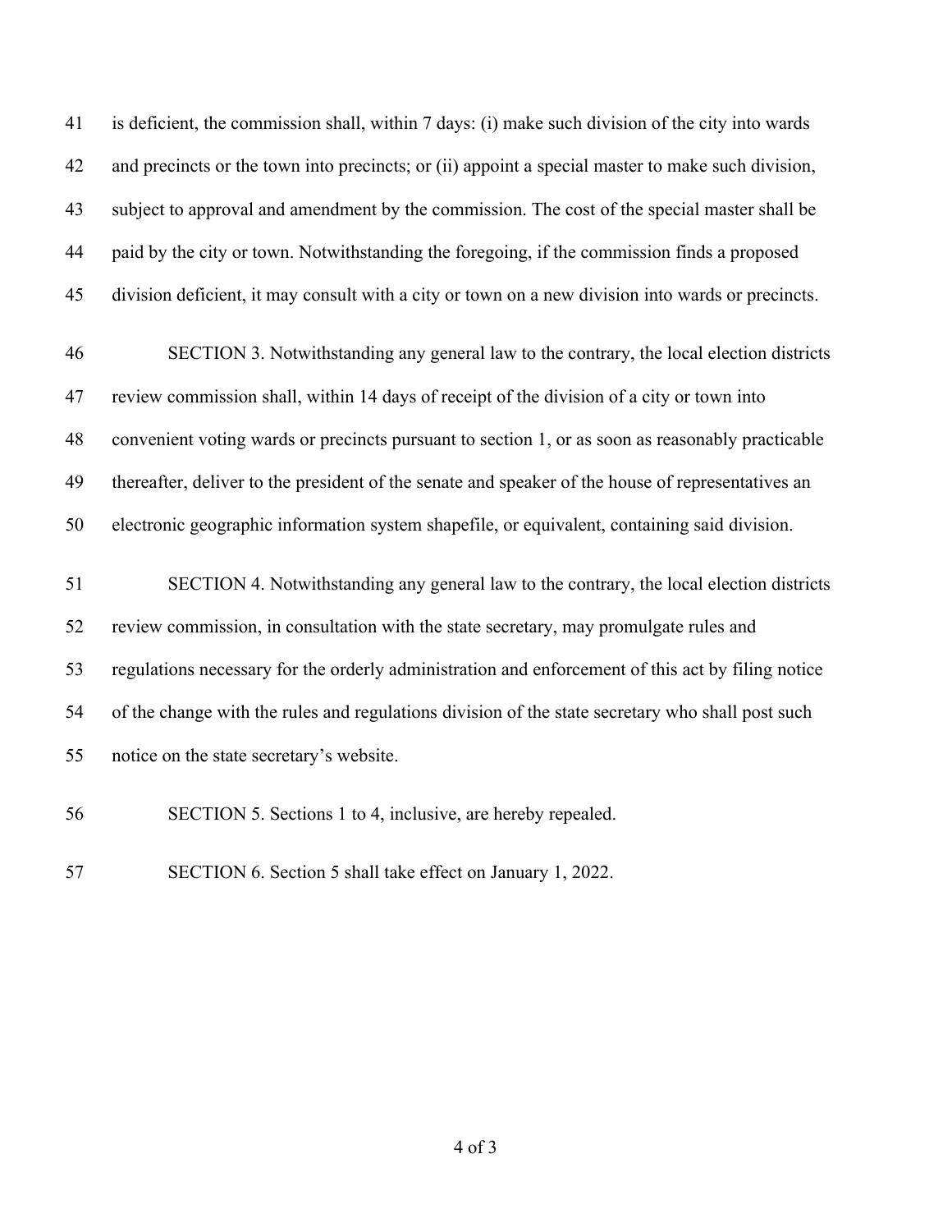is deficient, the commission shall, within 7 days: (i) make such division of the city into wards and precincts or the town into precincts; or (ii) appoint a special master to make such division, subject to approval and amendment by the commission. The cost of the special master shall be paid by the city or town. Notwithstanding the foregoing, if the commission finds a proposed division deficient, it may consult with a city or town on a new division into wards or precincts.

SECTION 3. Notwithstanding any general law to the contrary, the local election districts review commission shall, within 14 days of receipt of the division of a city or town into convenient voting wards or precincts pursuant to section 1, or as soon as reasonably practicable thereafter, deliver to the president of the senate and speaker of the house of representatives an electronic geographic information system shapefile, or equivalent, containing said division.

SECTION 4. Notwithstanding any general law to the contrary, the local election districts review commission, in consultation with the state secretary, may promulgate rules and regulations necessary for the orderly administration and enforcement of this act by filing notice of the change with the rules and regulations division of the state secretary who shall post such notice on the state secretary's website.

SECTION 5. Sections 1 to 4, inclusive, are hereby repealed.

SECTION 6. Section 5 shall take effect on January 1, 2022.